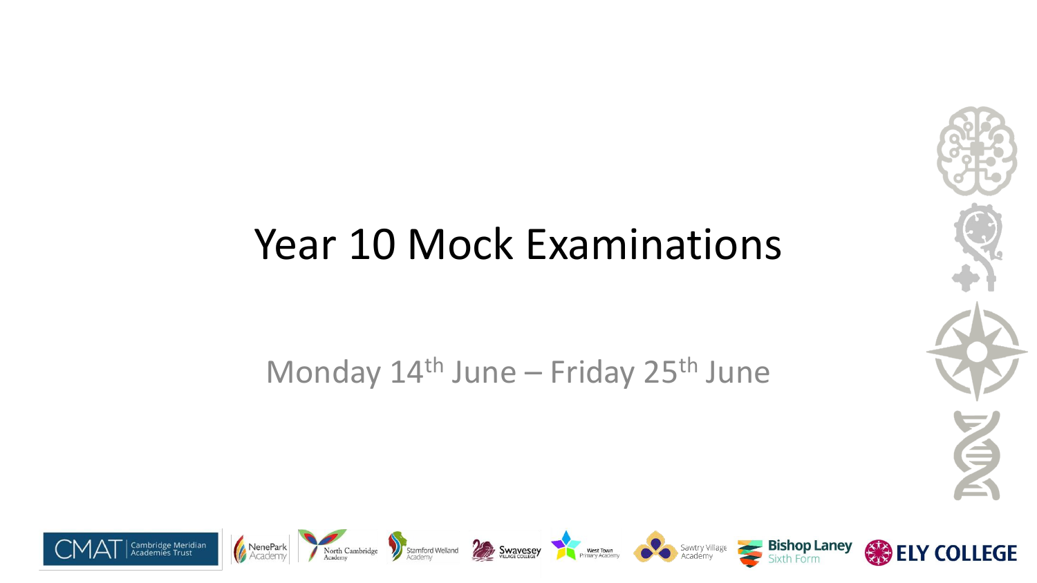# Year 10 Mock Examinations

Monday 14th June – Friday 25th June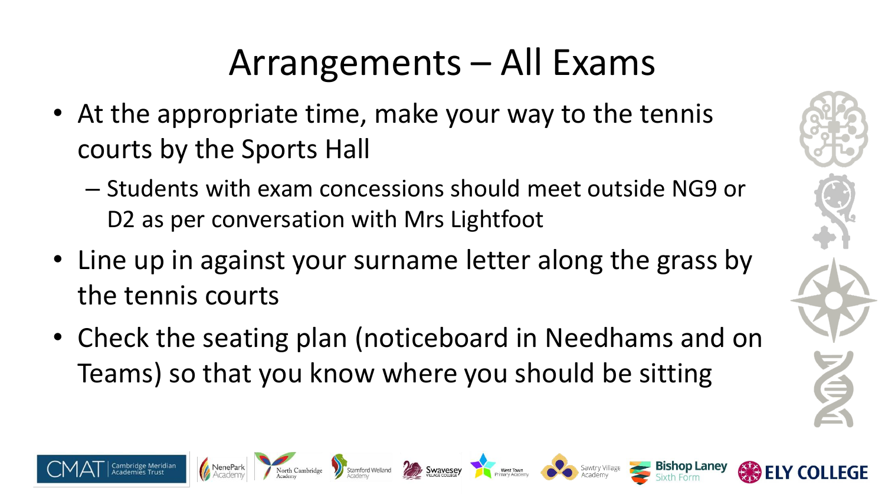# Arrangements – All Exams

- At the appropriate time, make your way to the tennis courts by the Sports Hall
  - Students with exam concessions should meet outside NG9 or D2 as per conversation with Mrs Lightfoot
- Line up in against your surname letter along the grass by the tennis courts
- Check the seating plan (noticeboard in Needhams and on Teams) so that you know where you should be sitting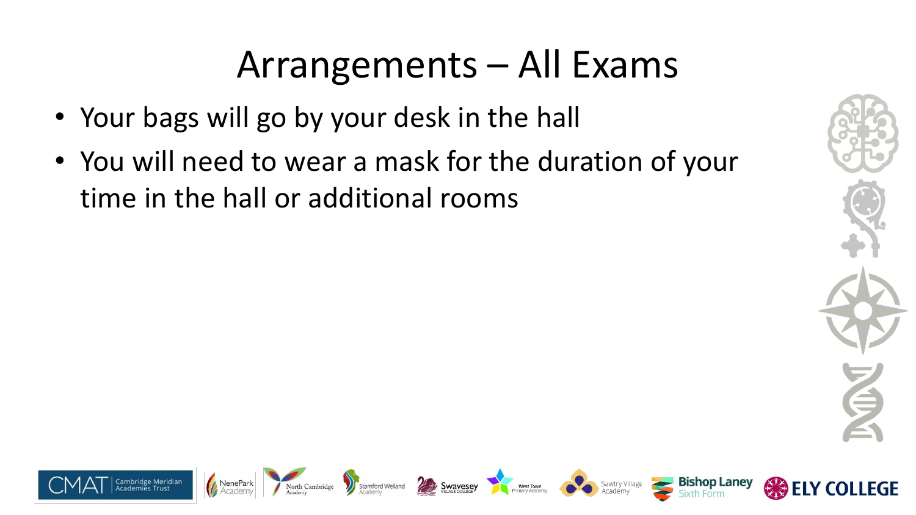# Arrangements – All Exams

- Your bags will go by your desk in the hall
- You will need to wear a mask for the duration of your time in the hall or additional rooms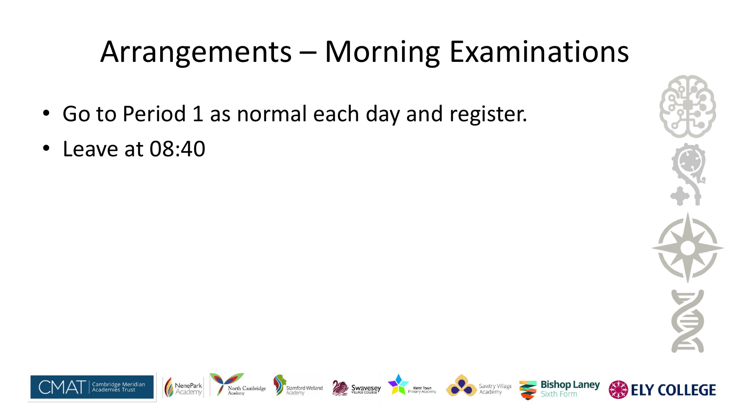# Arrangements – Morning Examinations

- Go to Period 1 as normal each day and register.
- Leave at 08:40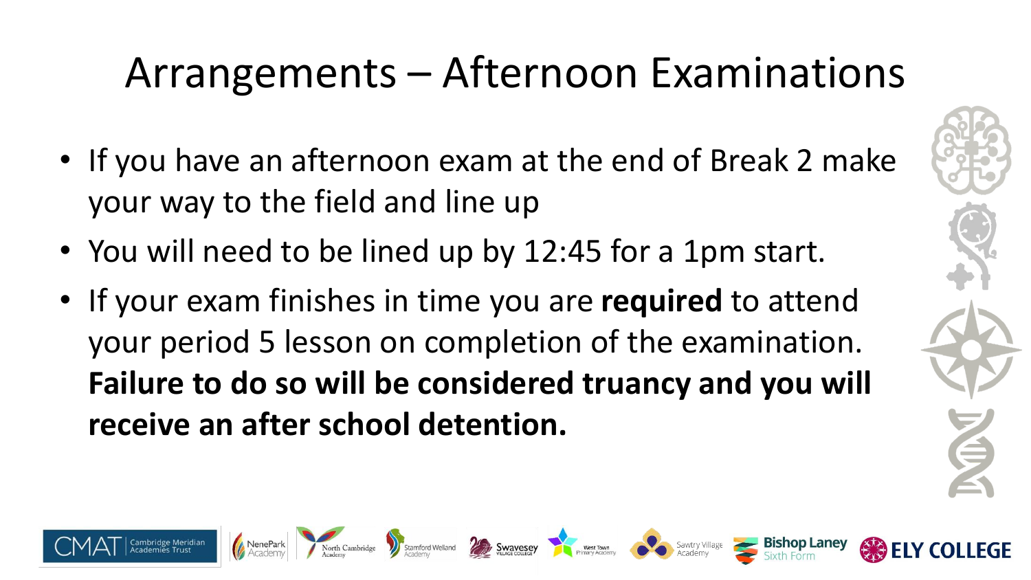# Arrangements – Afternoon Examinations

- If you have an afternoon exam at the end of Break 2 make your way to the field and line up
- You will need to be lined up by 12:45 for a 1pm start.
- If your exam finishes in time you are **required** to attend your period 5 lesson on completion of the examination. **Failure to do so will be considered truancy and you will receive an after school detention.**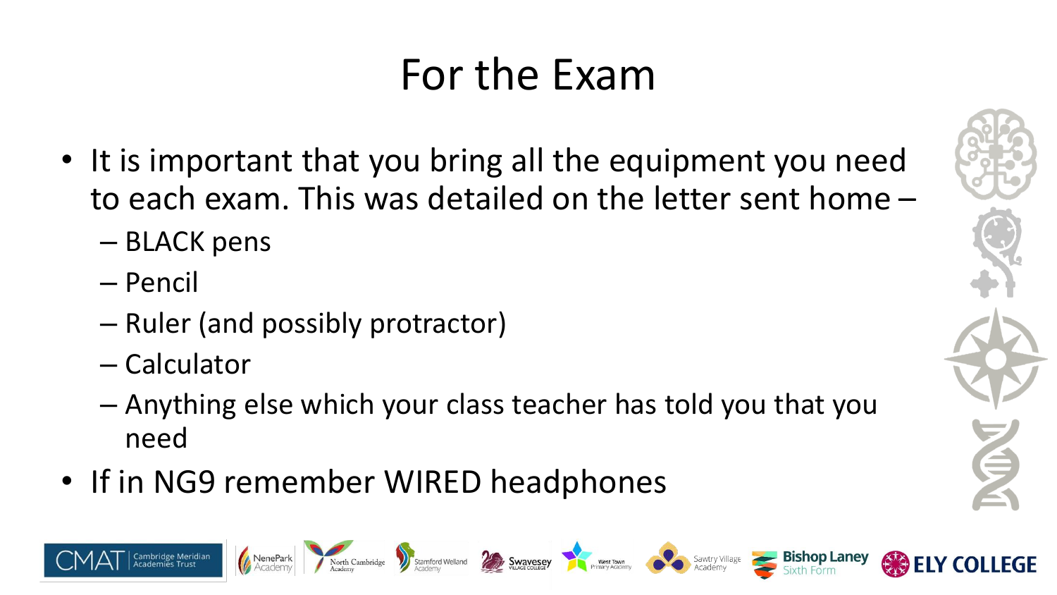# For the Exam

- It is important that you bring all the equipment you need to each exam. This was detailed on the letter sent home –
  - BLACK pens
  - Pencil
  - Ruler (and possibly protractor)
  - Calculator
  - Anything else which your class teacher has told you that you need
- If in NG9 remember WIRED headphones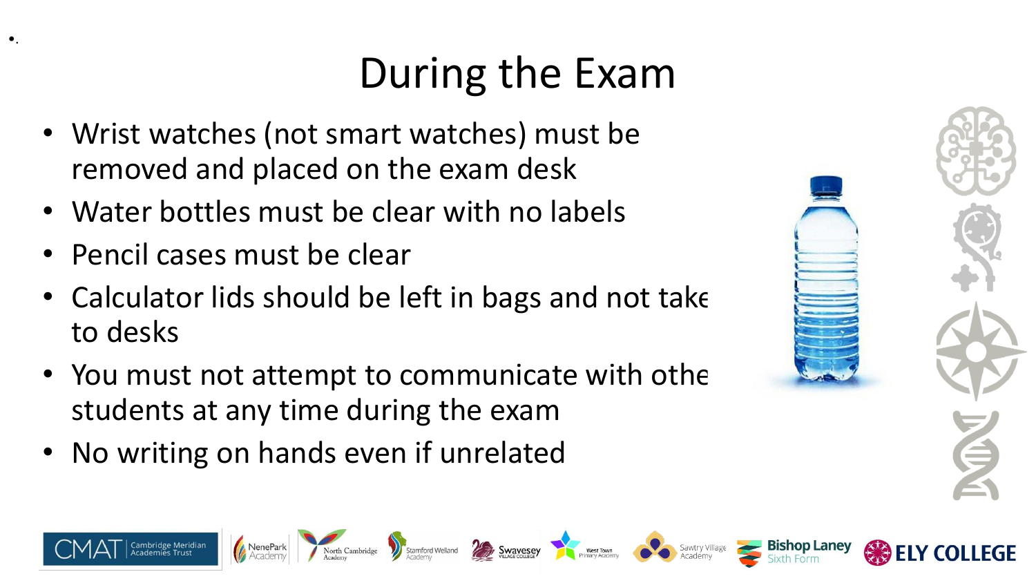# During the Exam

- Wrist watches (not smart watches) must be removed and placed on the exam desk
- Water bottles must be clear with no labels
- Pencil cases must be clear
- Calculator lids should be left in bags and not take to desks
- You must not attempt to communicate with othe students at any time during the exam
- No writing on hands even if unrelated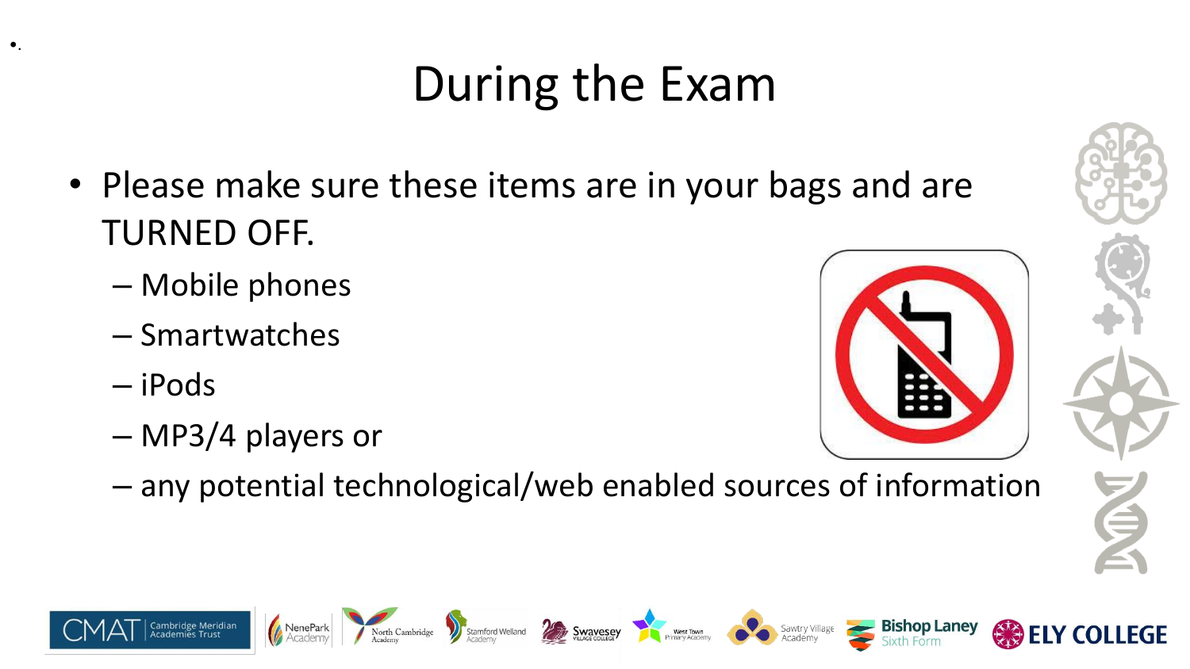# During the Exam

- Please make sure these items are in your bags and are TURNED OFF.
  - Mobile phones
  - Smartwatches
  - iPods
  - MP3/4 players or
  - any potential technological/web enabled sources of information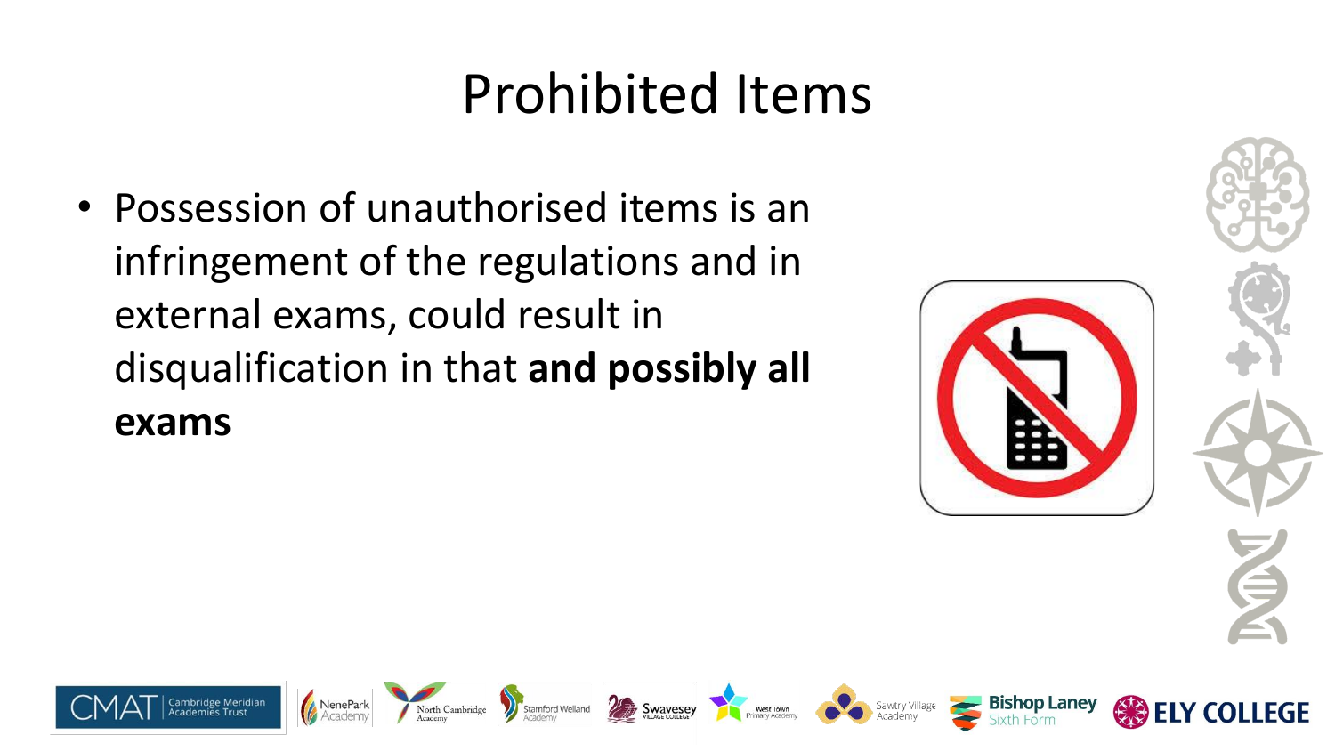# Prohibited Items

- Possession of unauthorised items is an infringement of the regulations and in external exams, could result in disqualification in that **and possibly all exams**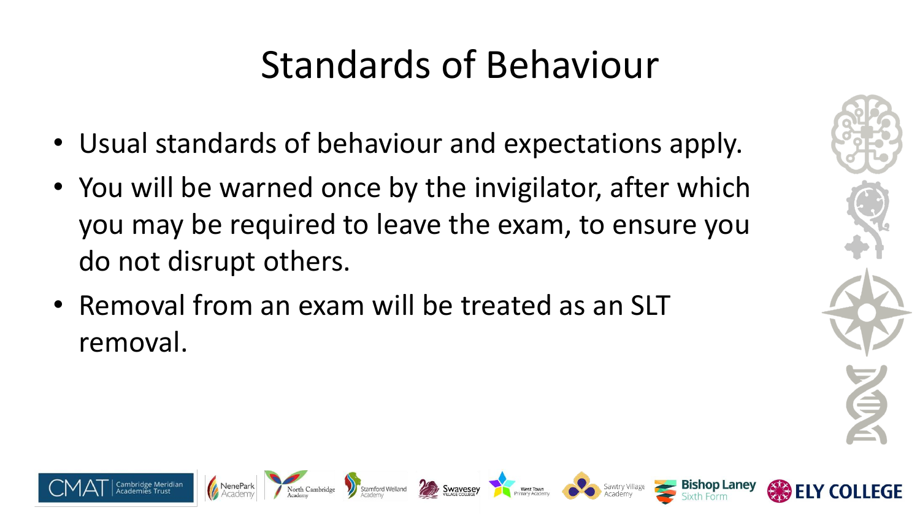# Standards of Behaviour

- Usual standards of behaviour and expectations apply.
- You will be warned once by the invigilator, after which you may be required to leave the exam, to ensure you do not disrupt others.
- Removal from an exam will be treated as an SLT removal.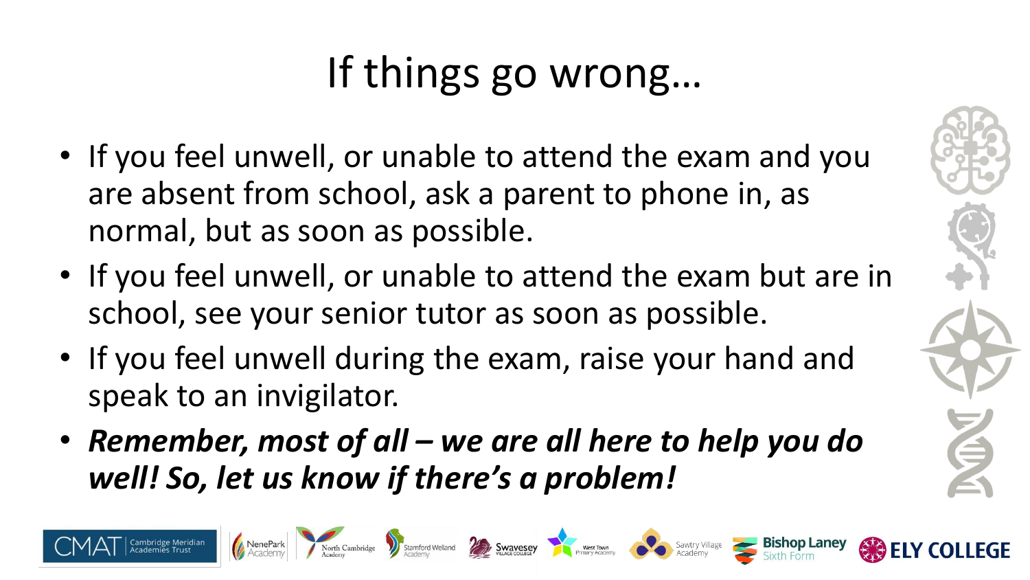# If things go wrong…

- If you feel unwell, or unable to attend the exam and you are absent from school, ask a parent to phone in, as normal, but as soon as possible.
- If you feel unwell, or unable to attend the exam but are in school, see your senior tutor as soon as possible.
- If you feel unwell during the exam, raise your hand and speak to an invigilator.
- ***Remember, most of all – we are all here to help you do well! So, let us know if there's a problem!***